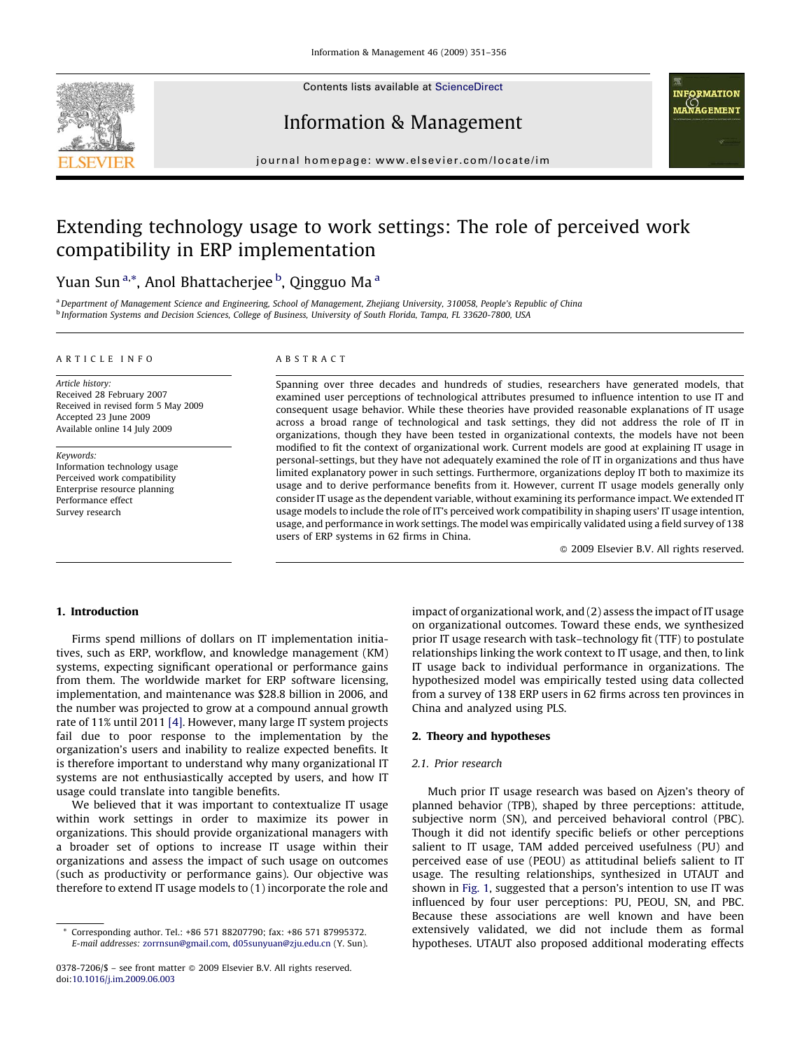Contents lists available at ScienceDirect

# Information & Management

journal homepage: www.elsevier.com/locate/im

# Extending technology usage to work settings: The role of perceived work compatibility in ERP implementation

Yuan Sun [a,*], Anol Bhattacherjee [b], Qingguo Ma [a]

[a] Department of Management Science and Engineering, School of Management, Zhejiang University, 310058, People's Republic of China
[b] Information Systems and Decision Sciences, College of Business, University of South Florida, Tampa, FL 33620-7800, USA

**ARTICLE INFO**

*Article history:*
Received 28 February 2007
Received in revised form 5 May 2009
Accepted 23 June 2009
Available online 14 July 2009

*Keywords:*
Information technology usage
Perceived work compatibility
Enterprise resource planning
Performance effect
Survey research

**ABSTRACT**

Spanning over three decades and hundreds of studies, researchers have generated models, that examined user perceptions of technological attributes presumed to influence intention to use IT and consequent usage behavior. While these theories have provided reasonable explanations of IT usage across a broad range of technological and task settings, they did not address the role of IT in organizations, though they have been tested in organizational contexts, the models have not been modified to fit the context of organizational work. Current models are good at explaining IT usage in personal-settings, but they have not adequately examined the role of IT in organizations and thus have limited explanatory power in such settings. Furthermore, organizations deploy IT both to maximize its usage and to derive performance benefits from it. However, current IT usage models generally only consider IT usage as the dependent variable, without examining its performance impact. We extended IT usage models to include the role of IT's perceived work compatibility in shaping users' IT usage intention, usage, and performance in work settings. The model was empirically validated using a field survey of 138 users of ERP systems in 62 firms in China.

© 2009 Elsevier B.V. All rights reserved.

## 1. Introduction

Firms spend millions of dollars on IT implementation initiatives, such as ERP, workflow, and knowledge management (KM) systems, expecting significant operational or performance gains from them. The worldwide market for ERP software licensing, implementation, and maintenance was $28.8 billion in 2006, and the number was projected to grow at a compound annual growth rate of 11% until 2011 [4]. However, many large IT system projects fail due to poor response to the implementation by the organization's users and inability to realize expected benefits. It is therefore important to understand why many organizational IT systems are not enthusiastically accepted by users, and how IT usage could translate into tangible benefits.

We believed that it was important to contextualize IT usage within work settings in order to maximize its power in organizations. This should provide organizational managers with a broader set of options to increase IT usage within their organizations and assess the impact of such usage on outcomes (such as productivity or performance gains). Our objective was therefore to extend IT usage models to (1) incorporate the role and impact of organizational work, and (2) assess the impact of IT usage on organizational outcomes. Toward these ends, we synthesized prior IT usage research with task–technology fit (TTF) to postulate relationships linking the work context to IT usage, and then, to link IT usage back to individual performance in organizations. The hypothesized model was empirically tested using data collected from a survey of 138 ERP users in 62 firms across ten provinces in China and analyzed using PLS.

## 2. Theory and hypotheses

### 2.1. Prior research

Much prior IT usage research was based on Ajzen's theory of planned behavior (TPB), shaped by three perceptions: attitude, subjective norm (SN), and perceived behavioral control (PBC). Though it did not identify specific beliefs or other perceptions salient to IT usage, TAM added perceived usefulness (PU) and perceived ease of use (PEOU) as attitudinal beliefs salient to IT usage. The resulting relationships, synthesized in UTAUT and shown in Fig. 1, suggested that a person's intention to use IT was influenced by four user perceptions: PU, PEOU, SN, and PBC. Because these associations are well known and have been extensively validated, we did not include them as formal hypotheses. UTAUT also proposed additional moderating effects

* Corresponding author. Tel.: +86 571 88207790; fax: +86 571 87995372.
*E-mail addresses:* zorrnsun@gmail.com, d05sunyuan@zju.edu.cn (Y. Sun).

0378-7206/$ – see front matter © 2009 Elsevier B.V. All rights reserved.
doi:10.1016/j.im.2009.06.003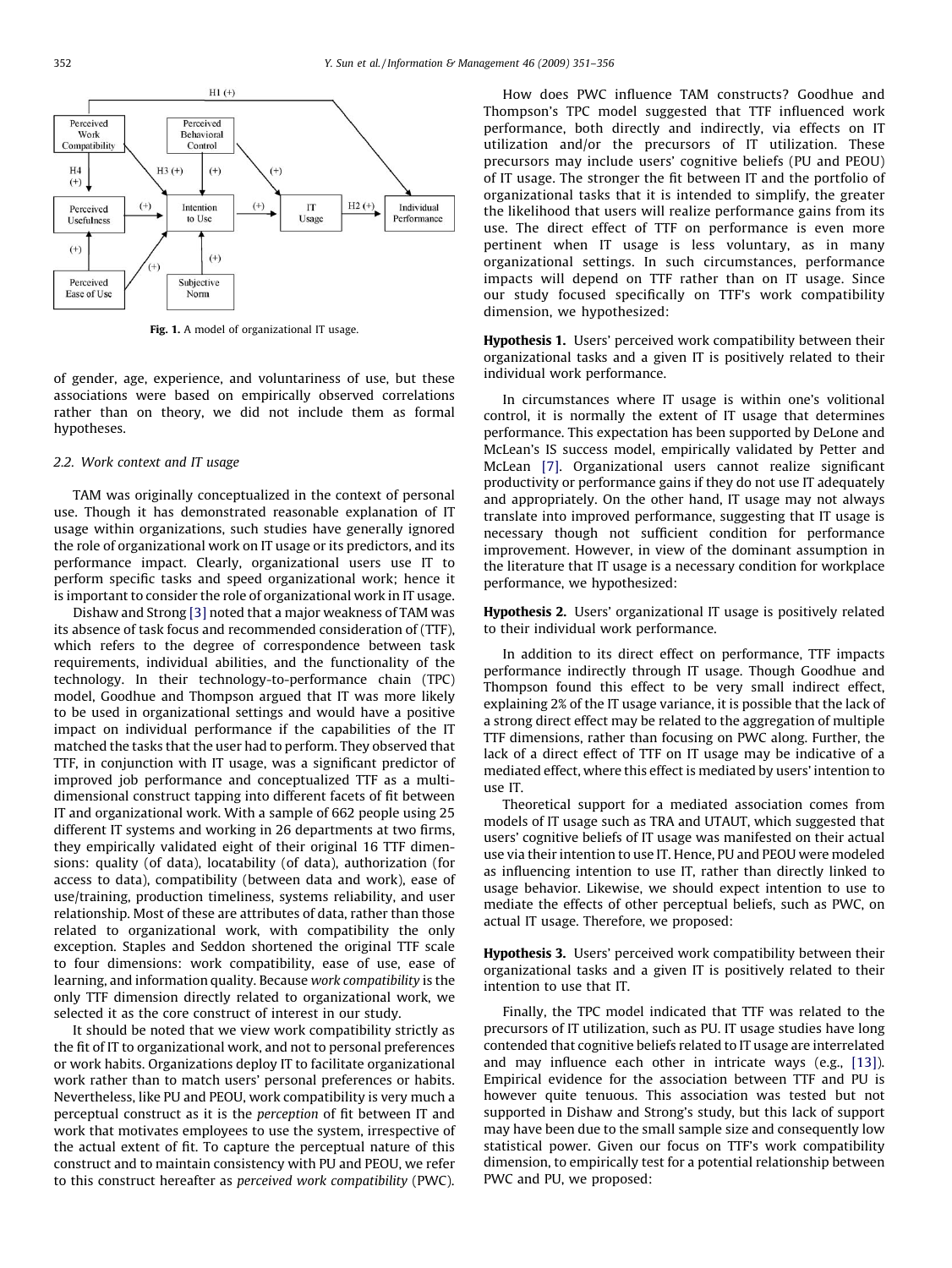Fig. 1. A model of organizational IT usage.

of gender, age, experience, and voluntariness of use, but these associations were based on empirically observed correlations rather than on theory, we did not include them as formal hypotheses.

### 2.2. Work context and IT usage

TAM was originally conceptualized in the context of personal use. Though it has demonstrated reasonable explanation of IT usage within organizations, such studies have generally ignored the role of organizational work on IT usage or its predictors, and its performance impact. Clearly, organizational users use IT to perform specific tasks and speed organizational work; hence it is important to consider the role of organizational work in IT usage.

Dishaw and Strong [3] noted that a major weakness of TAM was its absence of task focus and recommended consideration of (TTF), which refers to the degree of correspondence between task requirements, individual abilities, and the functionality of the technology. In their technology-to-performance chain (TPC) model, Goodhue and Thompson argued that IT was more likely to be used in organizational settings and would have a positive impact on individual performance if the capabilities of the IT matched the tasks that the user had to perform. They observed that TTF, in conjunction with IT usage, was a significant predictor of improved job performance and conceptualized TTF as a multi-dimensional construct tapping into different facets of fit between IT and organizational work. With a sample of 662 people using 25 different IT systems and working in 26 departments at two firms, they empirically validated eight of their original 16 TTF dimensions: quality (of data), locatability (of data), authorization (for access to data), compatibility (between data and work), ease of use/training, production timeliness, systems reliability, and user relationship. Most of these are attributes of data, rather than those related to organizational work, with compatibility the only exception. Staples and Seddon shortened the original TTF scale to four dimensions: work compatibility, ease of use, ease of learning, and information quality. Because *work compatibility* is the only TTF dimension directly related to organizational work, we selected it as the core construct of interest in our study.

It should be noted that we view work compatibility strictly as the fit of IT to organizational work, and not to personal preferences or work habits. Organizations deploy IT to facilitate organizational work rather than to match users' personal preferences or habits. Nevertheless, like PU and PEOU, work compatibility is very much a perceptual construct as it is the *perception* of fit between IT and work that motivates employees to use the system, irrespective of the actual extent of fit. To capture the perceptual nature of this construct and to maintain consistency with PU and PEOU, we refer to this construct hereafter as *perceived work compatibility* (PWC).

How does PWC influence TAM constructs? Goodhue and Thompson's TPC model suggested that TTF influenced work performance, both directly and indirectly, via effects on IT utilization and/or the precursors of IT utilization. These precursors may include users' cognitive beliefs (PU and PEOU) of IT usage. The stronger the fit between IT and the portfolio of organizational tasks that it is intended to simplify, the greater the likelihood that users will realize performance gains from its use. The direct effect of TTF on performance is even more pertinent when IT usage is less voluntary, as in many organizational settings. In such circumstances, performance impacts will depend on TTF rather than on IT usage. Since our study focused specifically on TTF's work compatibility dimension, we hypothesized:

**Hypothesis 1.** Users' perceived work compatibility between their organizational tasks and a given IT is positively related to their individual work performance.

In circumstances where IT usage is within one's volitional control, it is normally the extent of IT usage that determines performance. This expectation has been supported by DeLone and McLean's IS success model, empirically validated by Petter and McLean [7]. Organizational users cannot realize significant productivity or performance gains if they do not use IT adequately and appropriately. On the other hand, IT usage may not always translate into improved performance, suggesting that IT usage is necessary though not sufficient condition for performance improvement. However, in view of the dominant assumption in the literature that IT usage is a necessary condition for workplace performance, we hypothesized:

**Hypothesis 2.** Users' organizational IT usage is positively related to their individual work performance.

In addition to its direct effect on performance, TTF impacts performance indirectly through IT usage. Though Goodhue and Thompson found this effect to be very small indirect effect, explaining 2% of the IT usage variance, it is possible that the lack of a strong direct effect may be related to the aggregation of multiple TTF dimensions, rather than focusing on PWC along. Further, the lack of a direct effect of TTF on IT usage may be indicative of a mediated effect, where this effect is mediated by users' intention to use IT.

Theoretical support for a mediated association comes from models of IT usage such as TRA and UTAUT, which suggested that users' cognitive beliefs of IT usage was manifested on their actual use via their intention to use IT. Hence, PU and PEOU were modeled as influencing intention to use IT, rather than directly linked to usage behavior. Likewise, we should expect intention to use to mediate the effects of other perceptual beliefs, such as PWC, on actual IT usage. Therefore, we proposed:

**Hypothesis 3.** Users' perceived work compatibility between their organizational tasks and a given IT is positively related to their intention to use that IT.

Finally, the TPC model indicated that TTF was related to the precursors of IT utilization, such as PU. IT usage studies have long contended that cognitive beliefs related to IT usage are interrelated and may influence each other in intricate ways (e.g., [13]). Empirical evidence for the association between TTF and PU is however quite tenuous. This association was tested but not supported in Dishaw and Strong's study, but this lack of support may have been due to the small sample size and consequently low statistical power. Given our focus on TTF's work compatibility dimension, to empirically test for a potential relationship between PWC and PU, we proposed: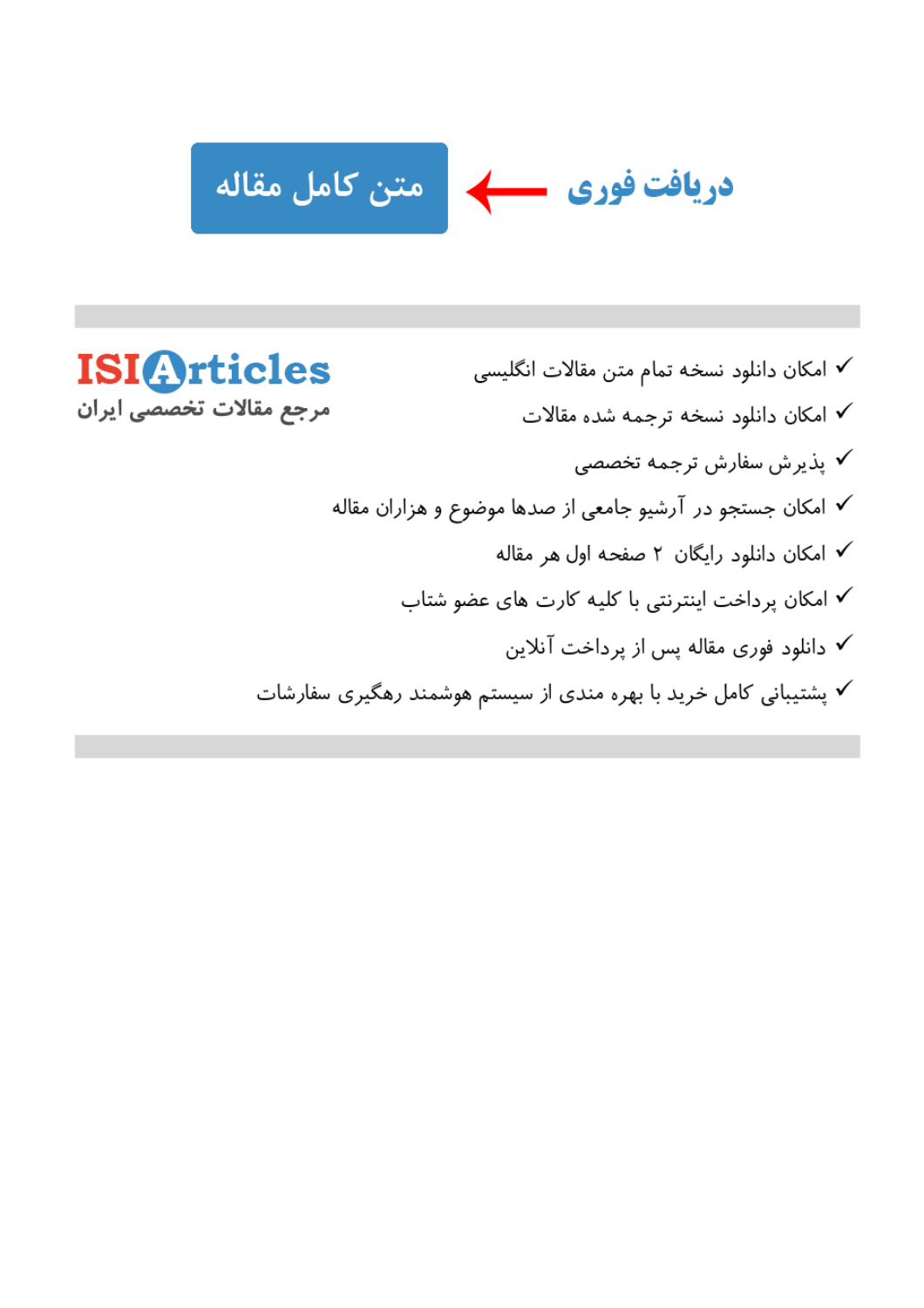دریافت فوری ← **متن کامل مقاله**

**ISIArticles**
مرجع مقالات تخصصی ایران

- ✓ امکان دانلود نسخه تمام متن مقالات انگلیسی
- ✓ امکان دانلود نسخه ترجمه شده مقالات
- ✓ پذیرش سفارش ترجمه تخصصی
- ✓ امکان جستجو در آرشیو جامعی از صدها موضوع و هزاران مقاله
- ✓ امکان دانلود رایگان ۲ صفحه اول هر مقاله
- ✓ امکان پرداخت اینترنتی با کلیه کارت های عضو شتاب
- ✓ دانلود فوری مقاله پس از پرداخت آنلاین
- ✓ پشتیبانی کامل خرید با بهره مندی از سیستم هوشمند رهگیری سفارشات